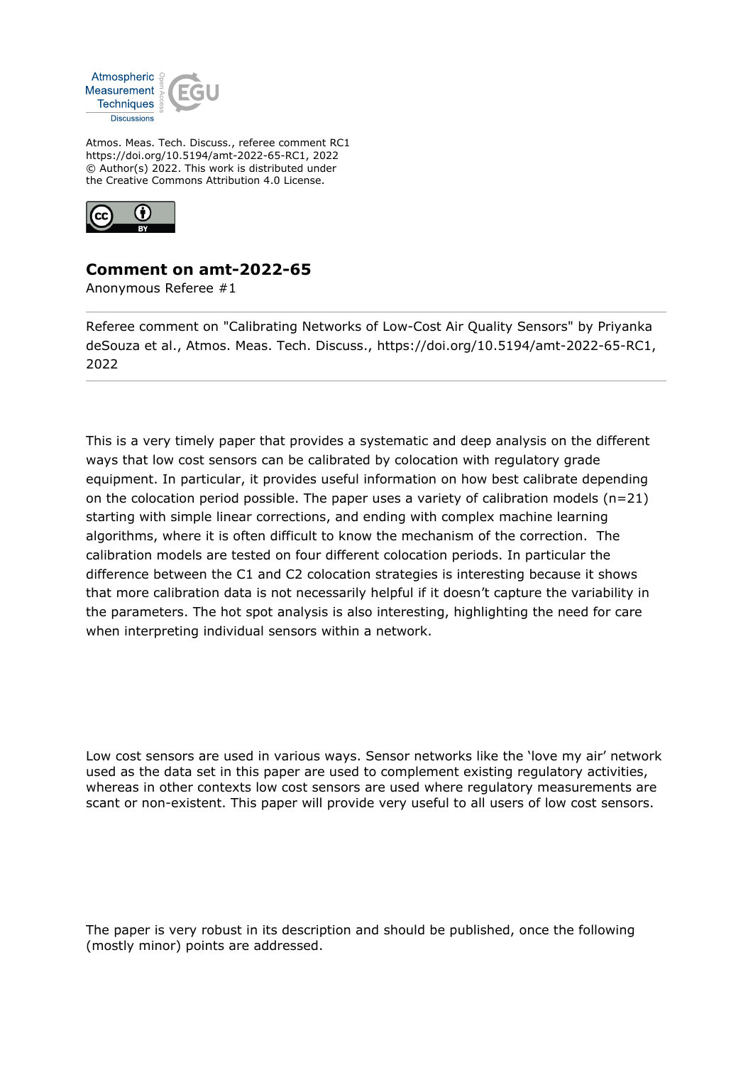Atmos. Meas. Tech. Discuss., referee comment RC1
https://doi.org/10.5194/amt-2022-65-RC1, 2022
© Author(s) 2022. This work is distributed under
the Creative Commons Attribution 4.0 License.

## Comment on amt-2022-65

Anonymous Referee #1

---

Referee comment on "Calibrating Networks of Low-Cost Air Quality Sensors" by Priyanka deSouza et al., Atmos. Meas. Tech. Discuss., https://doi.org/10.5194/amt-2022-65-RC1, 2022

---

This is a very timely paper that provides a systematic and deep analysis on the different ways that low cost sensors can be calibrated by colocation with regulatory grade equipment. In particular, it provides useful information on how best calibrate depending on the colocation period possible. The paper uses a variety of calibration models (n=21) starting with simple linear corrections, and ending with complex machine learning algorithms, where it is often difficult to know the mechanism of the correction. The calibration models are tested on four different colocation periods. In particular the difference between the C1 and C2 colocation strategies is interesting because it shows that more calibration data is not necessarily helpful if it doesn't capture the variability in the parameters. The hot spot analysis is also interesting, highlighting the need for care when interpreting individual sensors within a network.

Low cost sensors are used in various ways. Sensor networks like the 'love my air' network used as the data set in this paper are used to complement existing regulatory activities, whereas in other contexts low cost sensors are used where regulatory measurements are scant or non-existent. This paper will provide very useful to all users of low cost sensors.

The paper is very robust in its description and should be published, once the following (mostly minor) points are addressed.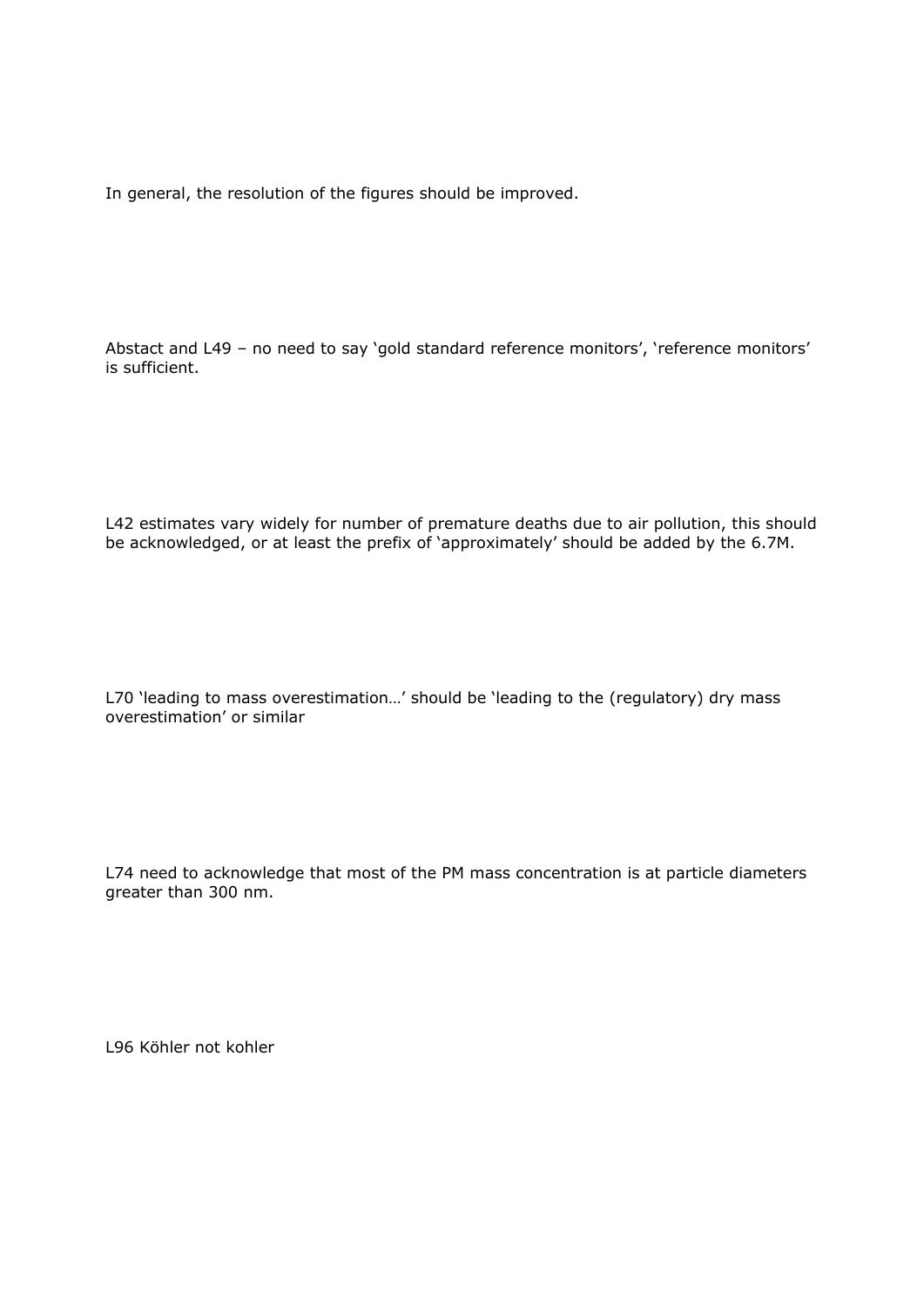In general, the resolution of the figures should be improved.

Abstact and L49 – no need to say 'gold standard reference monitors', 'reference monitors' is sufficient.

L42 estimates vary widely for number of premature deaths due to air pollution, this should be acknowledged, or at least the prefix of 'approximately' should be added by the 6.7M.

L70 'leading to mass overestimation…' should be 'leading to the (regulatory) dry mass overestimation' or similar

L74 need to acknowledge that most of the PM mass concentration is at particle diameters greater than 300 nm.

L96 Köhler not kohler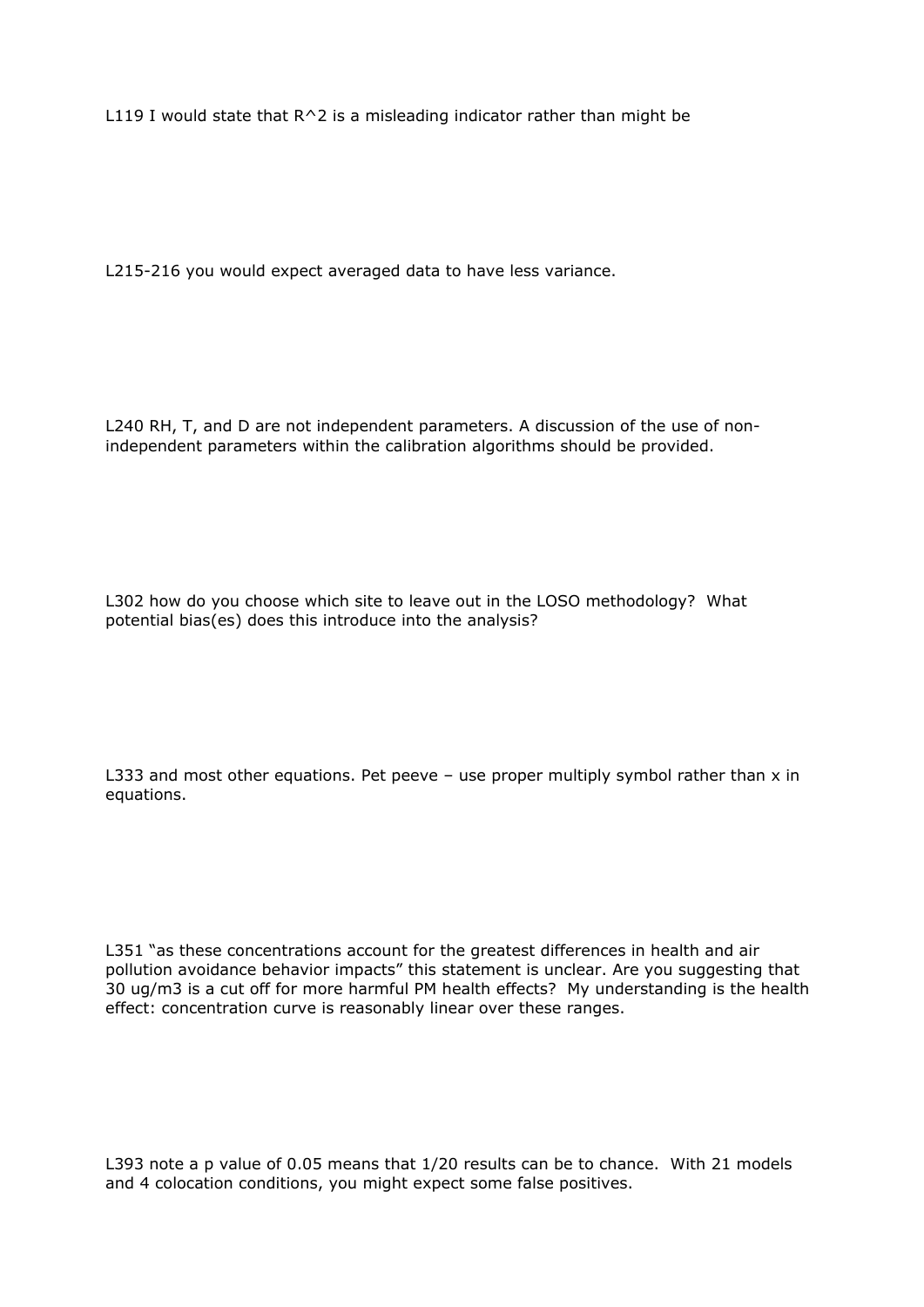L119 I would state that $R^2$ is a misleading indicator rather than might be

L215-216 you would expect averaged data to have less variance.

L240 RH, T, and D are not independent parameters. A discussion of the use of non-independent parameters within the calibration algorithms should be provided.

L302 how do you choose which site to leave out in the LOSO methodology? What potential bias(es) does this introduce into the analysis?

L333 and most other equations. Pet peeve – use proper multiply symbol rather than x in equations.

L351 "as these concentrations account for the greatest differences in health and air pollution avoidance behavior impacts" this statement is unclear. Are you suggesting that 30 ug/m3 is a cut off for more harmful PM health effects? My understanding is the health effect: concentration curve is reasonably linear over these ranges.

L393 note a p value of 0.05 means that 1/20 results can be to chance. With 21 models and 4 colocation conditions, you might expect some false positives.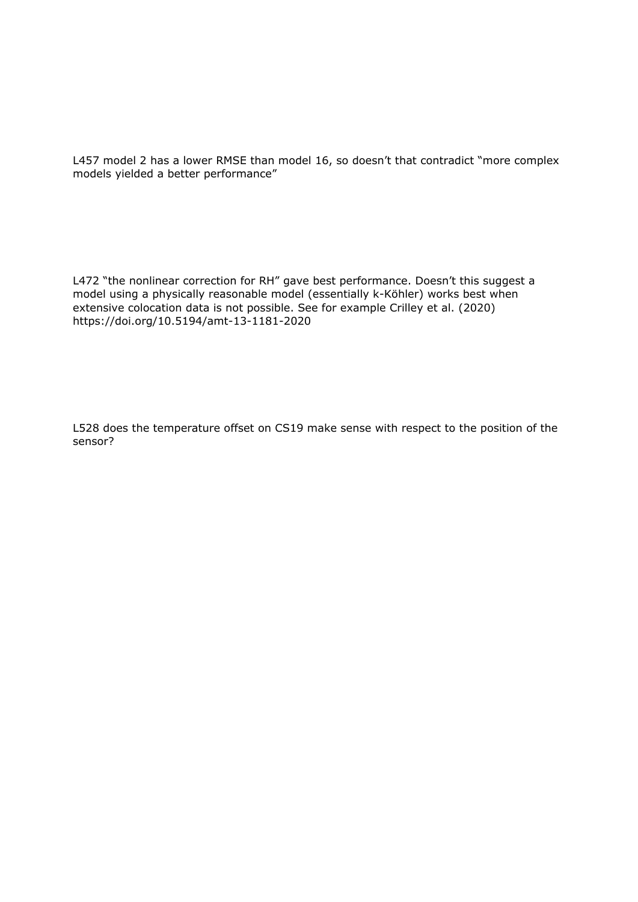L457 model 2 has a lower RMSE than model 16, so doesn't that contradict "more complex models yielded a better performance"

L472 "the nonlinear correction for RH" gave best performance. Doesn't this suggest a model using a physically reasonable model (essentially k-Köhler) works best when extensive colocation data is not possible. See for example Crilley et al. (2020) https://doi.org/10.5194/amt-13-1181-2020

L528 does the temperature offset on CS19 make sense with respect to the position of the sensor?